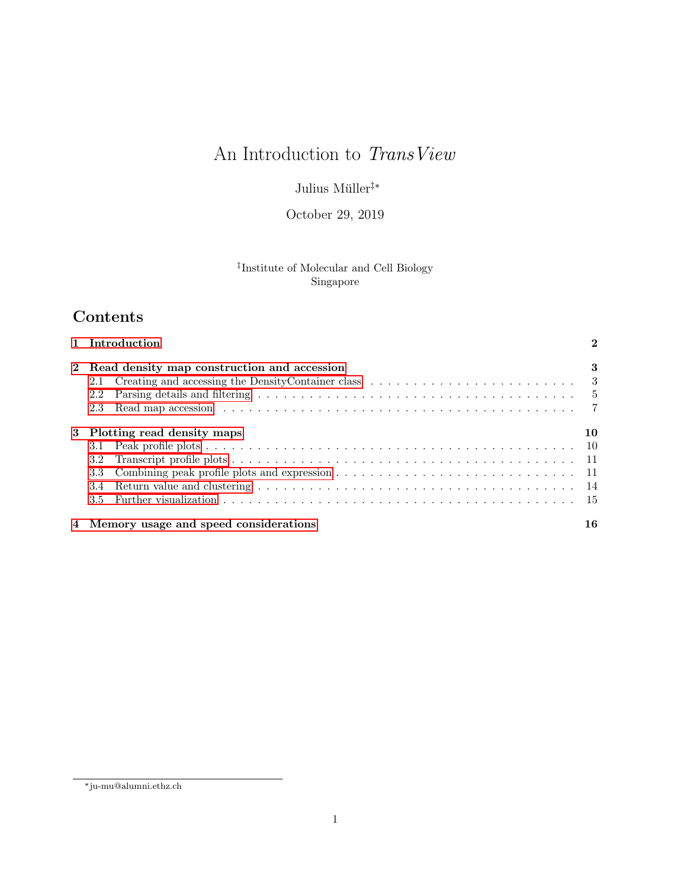# An Introduction to *TransView*

Julius Müller[‡*]

October 29, 2019

[‡]Institute of Molecular and Cell Biology
Singapore

## Contents

1 Introduction — 2

2 Read density map construction and accession — 3
- 2.1 Creating and accessing the DensityContainer class — 3
- 2.2 Parsing details and filtering — 5
- 2.3 Read map accession — 7

3 Plotting read density maps — 10
- 3.1 Peak profile plots — 10
- 3.2 Transcript profile plots — 11
- 3.3 Combining peak profile plots and expression — 11
- 3.4 Return value and clustering — 14
- 3.5 Further visualization — 15

4 Memory usage and speed considerations — 16

---

[*]ju-mu@alumni.ethz.ch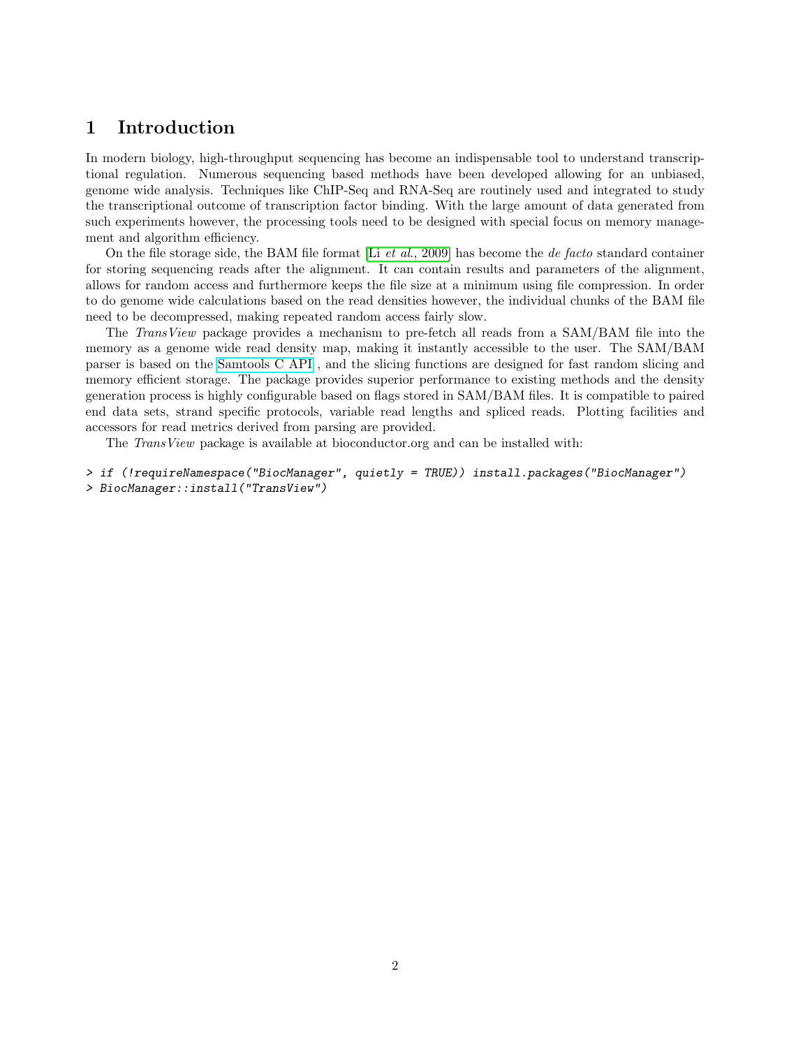# 1 Introduction

In modern biology, high-throughput sequencing has become an indispensable tool to understand transcriptional regulation. Numerous sequencing based methods have been developed allowing for an unbiased, genome wide analysis. Techniques like ChIP-Seq and RNA-Seq are routinely used and integrated to study the transcriptional outcome of transcription factor binding. With the large amount of data generated from such experiments however, the processing tools need to be designed with special focus on memory management and algorithm efficiency.

On the file storage side, the BAM file format [Li *et al.*, 2009] has become the *de facto* standard container for storing sequencing reads after the alignment. It can contain results and parameters of the alignment, allows for random access and furthermore keeps the file size at a minimum using file compression. In order to do genome wide calculations based on the read densities however, the individual chunks of the BAM file need to be decompressed, making repeated random access fairly slow.

The *TransView* package provides a mechanism to pre-fetch all reads from a SAM/BAM file into the memory as a genome wide read density map, making it instantly accessible to the user. The SAM/BAM parser is based on the Samtools C API , and the slicing functions are designed for fast random slicing and memory efficient storage. The package provides superior performance to existing methods and the density generation process is highly configurable based on flags stored in SAM/BAM files. It is compatible to paired end data sets, strand specific protocols, variable read lengths and spliced reads. Plotting facilities and accessors for read metrics derived from parsing are provided.

The *TransView* package is available at bioconductor.org and can be installed with:

```
> if (!requireNamespace("BiocManager", quietly = TRUE)) install.packages("BiocManager")
> BiocManager::install("TransView")
```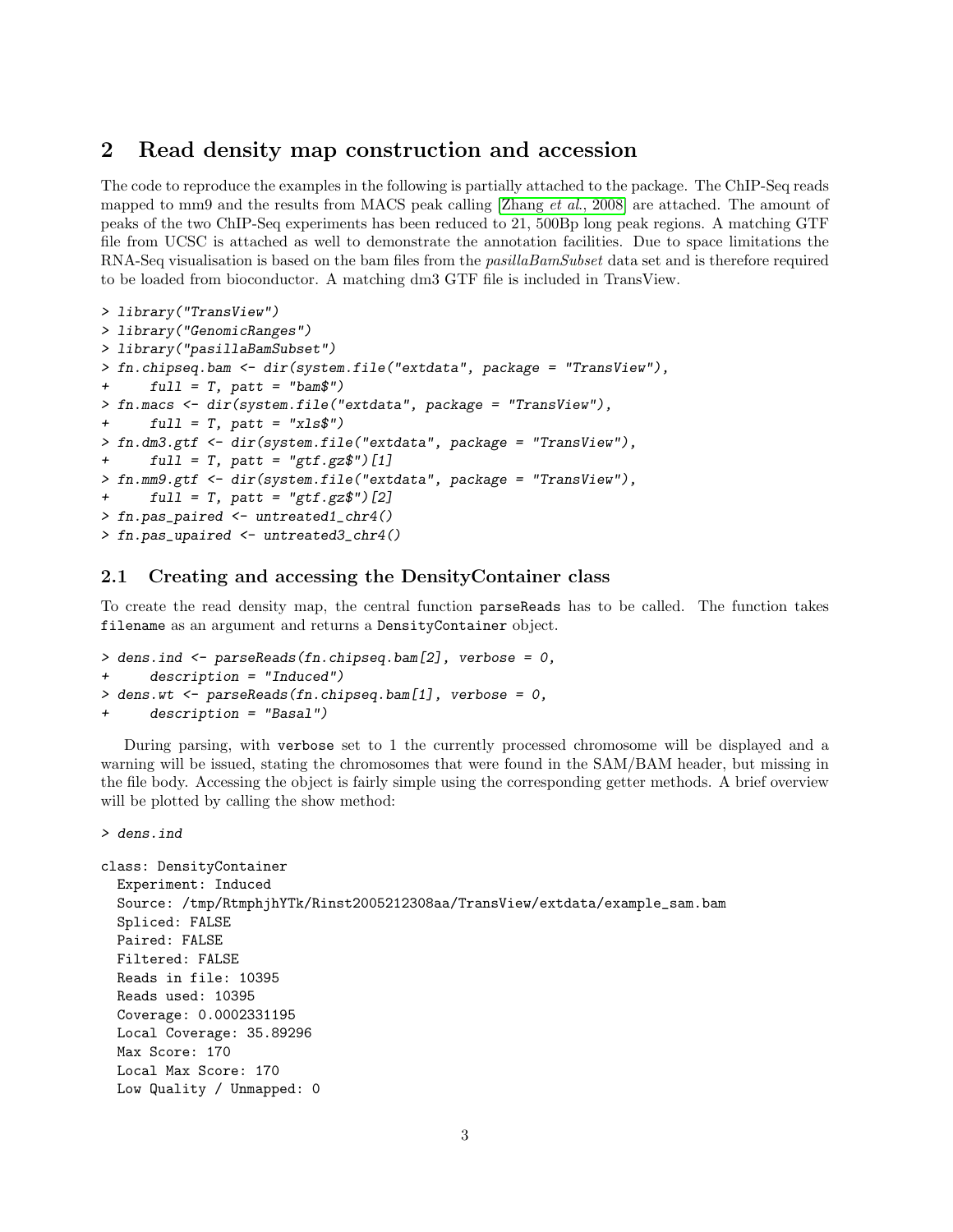## 2 Read density map construction and accession

The code to reproduce the examples in the following is partially attached to the package. The ChIP-Seq reads mapped to mm9 and the results from MACS peak calling [Zhang *et al.*, 2008] are attached. The amount of peaks of the two ChIP-Seq experiments has been reduced to 21, 500Bp long peak regions. A matching GTF file from UCSC is attached as well to demonstrate the annotation facilities. Due to space limitations the RNA-Seq visualisation is based on the bam files from the *pasillaBamSubset* data set and is therefore required to be loaded from bioconductor. A matching dm3 GTF file is included in TransView.

```
> library("TransView")
> library("GenomicRanges")
> library("pasillaBamSubset")
> fn.chipseq.bam <- dir(system.file("extdata", package = "TransView"),
+     full = T, patt = "bam$")
> fn.macs <- dir(system.file("extdata", package = "TransView"),
+     full = T, patt = "xls$")
> fn.dm3.gtf <- dir(system.file("extdata", package = "TransView"),
+     full = T, patt = "gtf.gz$")[1]
> fn.mm9.gtf <- dir(system.file("extdata", package = "TransView"),
+     full = T, patt = "gtf.gz$")[2]
> fn.pas_paired <- untreated1_chr4()
> fn.pas_upaired <- untreated3_chr4()
```

### 2.1 Creating and accessing the DensityContainer class

To create the read density map, the central function `parseReads` has to be called. The function takes `filename` as an argument and returns a `DensityContainer` object.

```
> dens.ind <- parseReads(fn.chipseq.bam[2], verbose = 0,
+     description = "Induced")
> dens.wt <- parseReads(fn.chipseq.bam[1], verbose = 0,
+     description = "Basal")
```

During parsing, with `verbose` set to 1 the currently processed chromosome will be displayed and a warning will be issued, stating the chromosomes that were found in the SAM/BAM header, but missing in the file body. Accessing the object is fairly simple using the corresponding getter methods. A brief overview will be plotted by calling the show method:

```
> dens.ind

class: DensityContainer
  Experiment: Induced
  Source: /tmp/RtmphjhYTk/Rinst2005212308aa/TransView/extdata/example_sam.bam
  Spliced: FALSE
  Paired: FALSE
  Filtered: FALSE
  Reads in file: 10395
  Reads used: 10395
  Coverage: 0.0002331195
  Local Coverage: 35.89296
  Max Score: 170
  Local Max Score: 170
  Low Quality / Unmapped: 0
```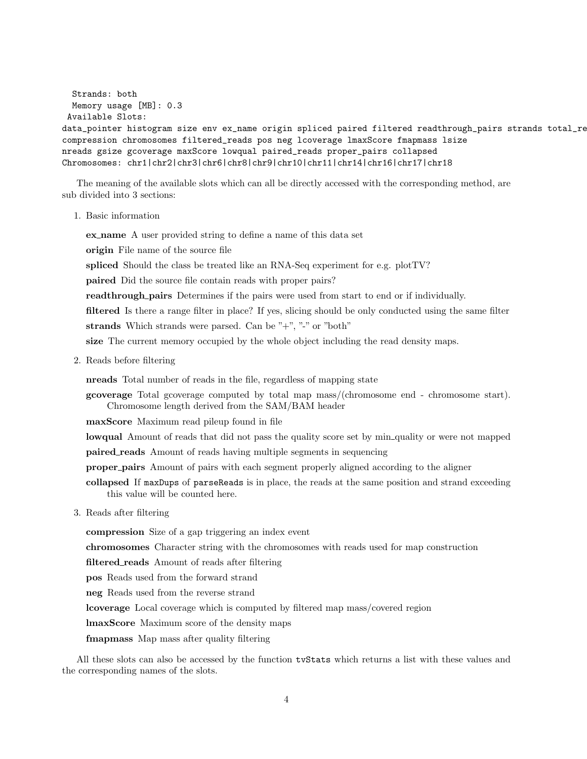```
  Strands: both
  Memory usage [MB]: 0.3
 Available Slots:
data_pointer histogram size env ex_name origin spliced paired filtered readthrough_pairs strands total_re
compression chromosomes filtered_reads pos neg lcoverage lmaxScore fmapmass lsize
nreads gsize gcoverage maxScore lowqual paired_reads proper_pairs collapsed
Chromosomes: chr1|chr2|chr3|chr6|chr8|chr9|chr10|chr11|chr14|chr16|chr17|chr18
```

The meaning of the available slots which can all be directly accessed with the corresponding method, are sub divided into 3 sections:

1. Basic information

   **ex_name** A user provided string to define a name of this data set

   **origin** File name of the source file

   **spliced** Should the class be treated like an RNA-Seq experiment for e.g. plotTV?

   **paired** Did the source file contain reads with proper pairs?

   **readthrough_pairs** Determines if the pairs were used from start to end or if individually.

   **filtered** Is there a range filter in place? If yes, slicing should be only conducted using the same filter

   **strands** Which strands were parsed. Can be "+", "-" or "both"

   **size** The current memory occupied by the whole object including the read density maps.

2. Reads before filtering

   **nreads** Total number of reads in the file, regardless of mapping state

   **gcoverage** Total gcoverage computed by total map mass/(chromosome end - chromosome start). Chromosome length derived from the SAM/BAM header

   **maxScore** Maximum read pileup found in file

   **lowqual** Amount of reads that did not pass the quality score set by min_quality or were not mapped

   **paired_reads** Amount of reads having multiple segments in sequencing

   **proper_pairs** Amount of pairs with each segment properly aligned according to the aligner

   **collapsed** If `maxDups` of `parseReads` is in place, the reads at the same position and strand exceeding this value will be counted here.

3. Reads after filtering

   **compression** Size of a gap triggering an index event

   **chromosomes** Character string with the chromosomes with reads used for map construction

   **filtered_reads** Amount of reads after filtering

   **pos** Reads used from the forward strand

   **neg** Reads used from the reverse strand

   **lcoverage** Local coverage which is computed by filtered map mass/covered region

   **lmaxScore** Maximum score of the density maps

   **fmapmass** Map mass after quality filtering

All these slots can also be accessed by the function `tvStats` which returns a list with these values and the corresponding names of the slots.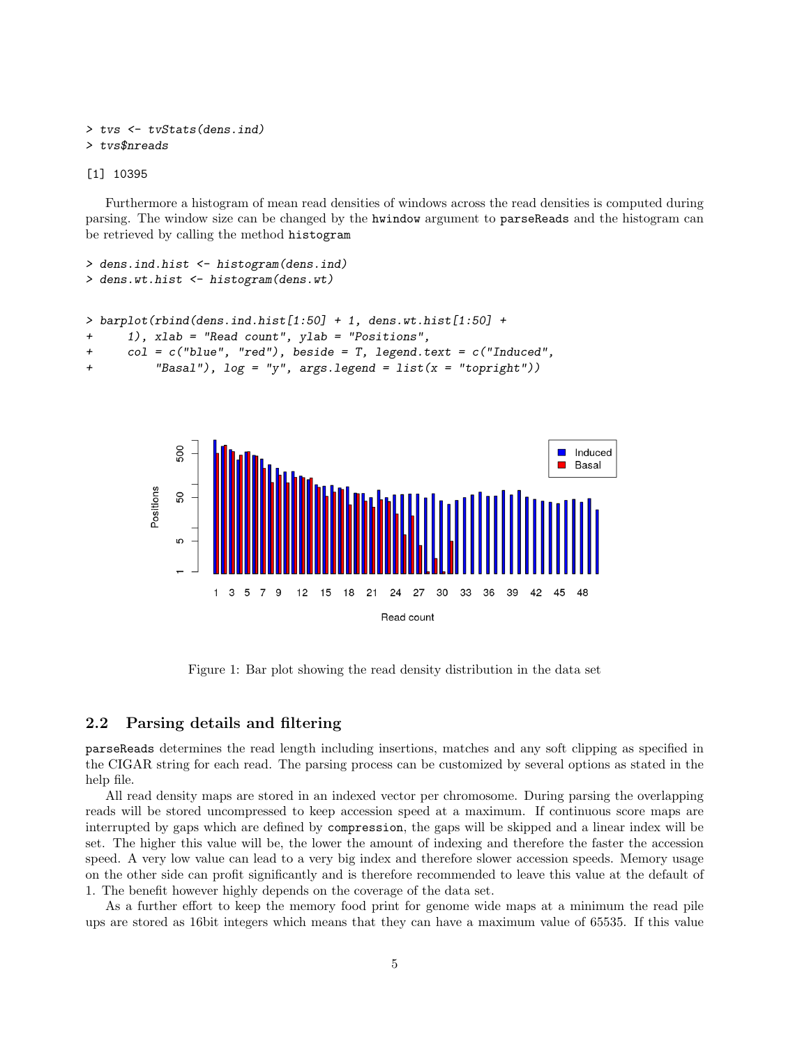```
> tvs <- tvStats(dens.ind)
> tvs$nreads

[1] 10395
```

Furthermore a histogram of mean read densities of windows across the read densities is computed during parsing. The window size can be changed by the `hwindow` argument to `parseReads` and the histogram can be retrieved by calling the method `histogram`

```
> dens.ind.hist <- histogram(dens.ind)
> dens.wt.hist <- histogram(dens.wt)
```

```
> barplot(rbind(dens.ind.hist[1:50] + 1, dens.wt.hist[1:50] +
+     1), xlab = "Read count", ylab = "Positions",
+     col = c("blue", "red"), beside = T, legend.text = c("Induced",
+         "Basal"), log = "y", args.legend = list(x = "topright"))
```

Figure 1: Bar plot showing the read density distribution in the data set

## 2.2 Parsing details and filtering

`parseReads` determines the read length including insertions, matches and any soft clipping as specified in the CIGAR string for each read. The parsing process can be customized by several options as stated in the help file.

All read density maps are stored in an indexed vector per chromosome. During parsing the overlapping reads will be stored uncompressed to keep accession speed at a maximum. If continuous score maps are interrupted by gaps which are defined by `compression`, the gaps will be skipped and a linear index will be set. The higher this value will be, the lower the amount of indexing and therefore the faster the accession speed. A very low value can lead to a very big index and therefore slower accession speeds. Memory usage on the other side can profit significantly and is therefore recommended to leave this value at the default of 1. The benefit however highly depends on the coverage of the data set.

As a further effort to keep the memory food print for genome wide maps at a minimum the read pile ups are stored as 16bit integers which means that they can have a maximum value of 65535. If this value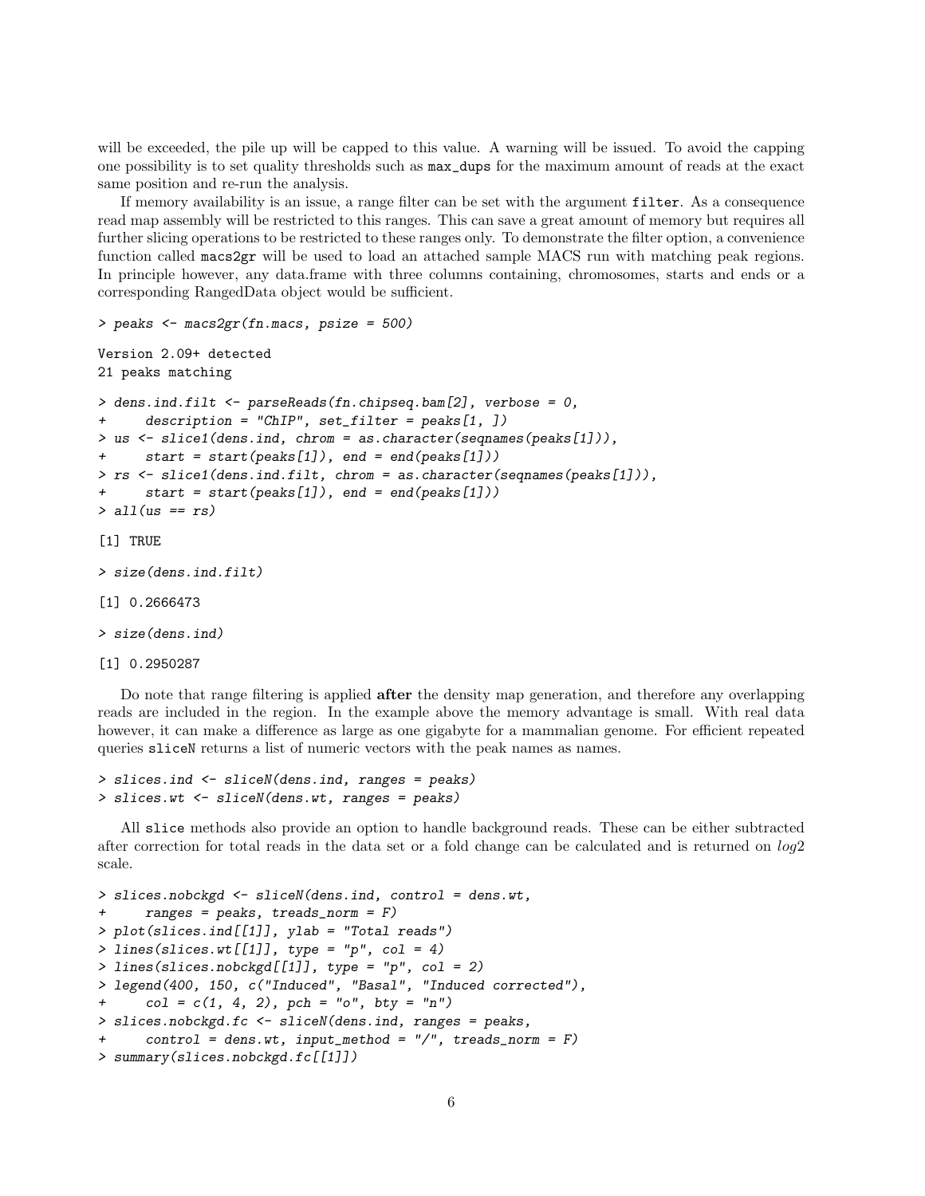will be exceeded, the pile up will be capped to this value. A warning will be issued. To avoid the capping one possibility is to set quality thresholds such as `max_dups` for the maximum amount of reads at the exact same position and re-run the analysis.

If memory availability is an issue, a range filter can be set with the argument `filter`. As a consequence read map assembly will be restricted to this ranges. This can save a great amount of memory but requires all further slicing operations to be restricted to these ranges only. To demonstrate the filter option, a convenience function called `macs2gr` will be used to load an attached sample MACS run with matching peak regions. In principle however, any data.frame with three columns containing, chromosomes, starts and ends or a corresponding RangedData object would be sufficient.

```
> peaks <- macs2gr(fn.macs, psize = 500)

Version 2.09+ detected
21 peaks matching

> dens.ind.filt <- parseReads(fn.chipseq.bam[2], verbose = 0,
+     description = "ChIP", set_filter = peaks[1, ])
> us <- slice1(dens.ind, chrom = as.character(seqnames(peaks[1])),
+     start = start(peaks[1]), end = end(peaks[1]))
> rs <- slice1(dens.ind.filt, chrom = as.character(seqnames(peaks[1])),
+     start = start(peaks[1]), end = end(peaks[1]))
> all(us == rs)

[1] TRUE

> size(dens.ind.filt)

[1] 0.2666473

> size(dens.ind)

[1] 0.2950287
```

Do note that range filtering is applied **after** the density map generation, and therefore any overlapping reads are included in the region. In the example above the memory advantage is small. With real data however, it can make a difference as large as one gigabyte for a mammalian genome. For efficient repeated queries `sliceN` returns a list of numeric vectors with the peak names as names.

```
> slices.ind <- sliceN(dens.ind, ranges = peaks)
> slices.wt <- sliceN(dens.wt, ranges = peaks)
```

All `slice` methods also provide an option to handle background reads. These can be either subtracted after correction for total reads in the data set or a fold change can be calculated and is returned on *log*2 scale.

```
> slices.nobckgd <- sliceN(dens.ind, control = dens.wt,
+     ranges = peaks, treads_norm = F)
> plot(slices.ind[[1]], ylab = "Total reads")
> lines(slices.wt[[1]], type = "p", col = 4)
> lines(slices.nobckgd[[1]], type = "p", col = 2)
> legend(400, 150, c("Induced", "Basal", "Induced corrected"),
+     col = c(1, 4, 2), pch = "o", bty = "n")
> slices.nobckgd.fc <- sliceN(dens.ind, ranges = peaks,
+     control = dens.wt, input_method = "/", treads_norm = F)
> summary(slices.nobckgd.fc[[1]])
```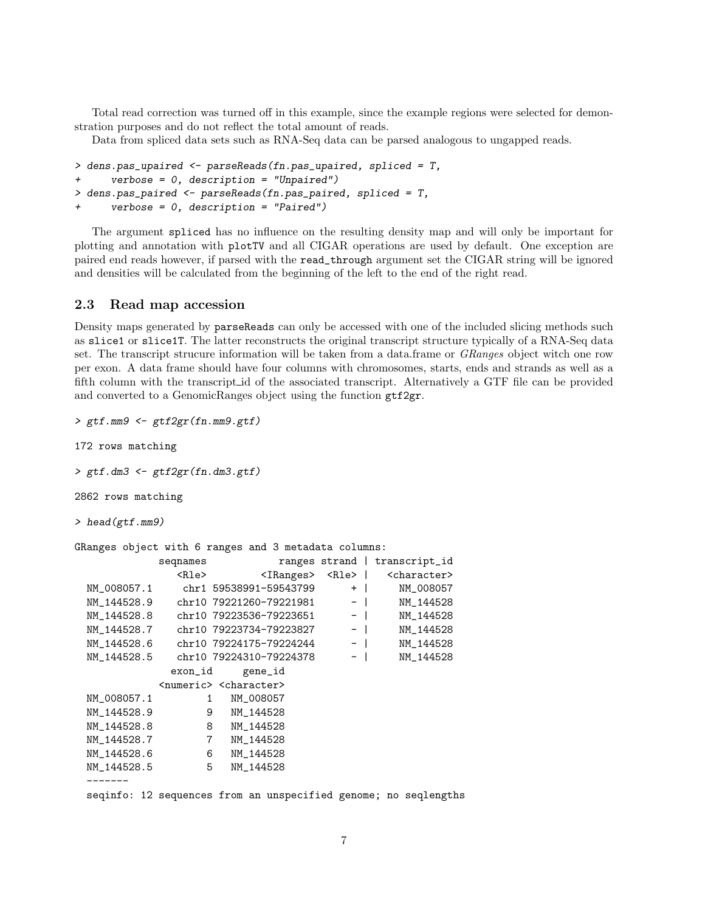Total read correction was turned off in this example, since the example regions were selected for demonstration purposes and do not reflect the total amount of reads.

Data from spliced data sets such as RNA-Seq data can be parsed analogous to ungapped reads.

```
> dens.pas_upaired <- parseReads(fn.pas_upaired, spliced = T,
+     verbose = 0, description = "Unpaired")
> dens.pas_paired <- parseReads(fn.pas_paired, spliced = T,
+     verbose = 0, description = "Paired")
```

The argument spliced has no influence on the resulting density map and will only be important for plotting and annotation with plotTV and all CIGAR operations are used by default. One exception are paired end reads however, if parsed with the read_through argument set the CIGAR string will be ignored and densities will be calculated from the beginning of the left to the end of the right read.

## 2.3 Read map accession

Density maps generated by parseReads can only be accessed with one of the included slicing methods such as slice1 or slice1T. The latter reconstructs the original transcript structure typically of a RNA-Seq data set. The transcript strucure information will be taken from a data.frame or *GRanges* object witch one row per exon. A data frame should have four columns with chromosomes, starts, ends and strands as well as a fifth column with the transcript_id of the associated transcript. Alternatively a GTF file can be provided and converted to a GenomicRanges object using the function gtf2gr.

```
> gtf.mm9 <- gtf2gr(fn.mm9.gtf)

172 rows matching

> gtf.dm3 <- gtf2gr(fn.dm3.gtf)

2862 rows matching

> head(gtf.mm9)

GRanges object with 6 ranges and 3 metadata columns:
             seqnames            ranges strand | transcript_id
                <Rle>         <IRanges>  <Rle> |   <character>
  NM_008057.1     chr1 59538991-59543799      + |     NM_008057
  NM_144528.9    chr10 79221260-79221981      - |     NM_144528
  NM_144528.8    chr10 79223536-79223651      - |     NM_144528
  NM_144528.7    chr10 79223734-79223827      - |     NM_144528
  NM_144528.6    chr10 79224175-79224244      - |     NM_144528
  NM_144528.5    chr10 79224310-79224378      - |     NM_144528
                exon_id     gene_id
              <numeric> <character>
  NM_008057.1         1   NM_008057
  NM_144528.9         9   NM_144528
  NM_144528.8         8   NM_144528
  NM_144528.7         7   NM_144528
  NM_144528.6         6   NM_144528
  NM_144528.5         5   NM_144528
  -------
  seqinfo: 12 sequences from an unspecified genome; no seqlengths
```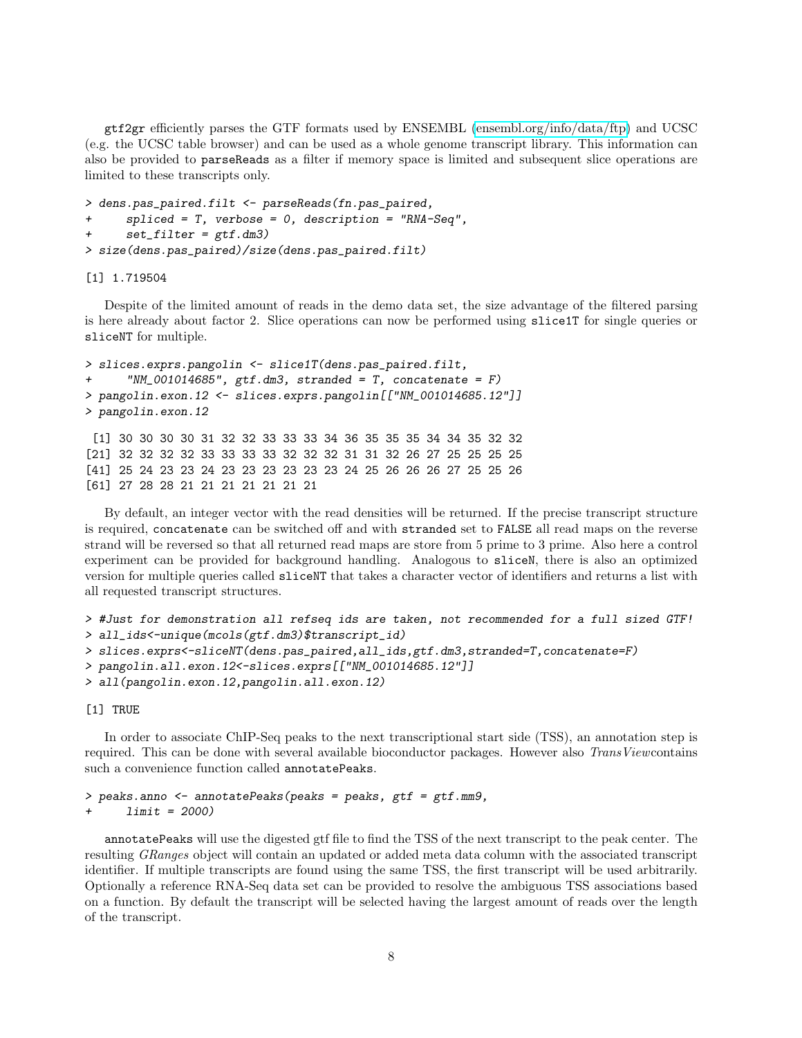gtf2gr efficiently parses the GTF formats used by ENSEMBL (ensembl.org/info/data/ftp) and UCSC (e.g. the UCSC table browser) and can be used as a whole genome transcript library. This information can also be provided to parseReads as a filter if memory space is limited and subsequent slice operations are limited to these transcripts only.

```
> dens.pas_paired.filt <- parseReads(fn.pas_paired,
+     spliced = T, verbose = 0, description = "RNA-Seq",
+     set_filter = gtf.dm3)
> size(dens.pas_paired)/size(dens.pas_paired.filt)

[1] 1.719504
```

Despite of the limited amount of reads in the demo data set, the size advantage of the filtered parsing is here already about factor 2. Slice operations can now be performed using slice1T for single queries or sliceNT for multiple.

```
> slices.exprs.pangolin <- slice1T(dens.pas_paired.filt,
+     "NM_001014685", gtf.dm3, stranded = T, concatenate = F)
> pangolin.exon.12 <- slices.exprs.pangolin[["NM_001014685.12"]]
> pangolin.exon.12

 [1] 30 30 30 30 31 32 32 33 33 33 34 36 35 35 35 34 34 35 32 32
[21] 32 32 32 32 33 33 33 33 32 32 32 31 31 32 26 27 25 25 25 25
[41] 25 24 23 23 24 23 23 23 23 23 23 24 25 26 26 26 27 25 25 26
[61] 27 28 28 21 21 21 21 21 21 21
```

By default, an integer vector with the read densities will be returned. If the precise transcript structure is required, concatenate can be switched off and with stranded set to FALSE all read maps on the reverse strand will be reversed so that all returned read maps are store from 5 prime to 3 prime. Also here a control experiment can be provided for background handling. Analogous to sliceN, there is also an optimized version for multiple queries called sliceNT that takes a character vector of identifiers and returns a list with all requested transcript structures.

```
> #Just for demonstration all refseq ids are taken, not recommended for a full sized GTF!
> all_ids<-unique(mcols(gtf.dm3)$transcript_id)
> slices.exprs<-sliceNT(dens.pas_paired,all_ids,gtf.dm3,stranded=T,concatenate=F)
> pangolin.all.exon.12<-slices.exprs[["NM_001014685.12"]]
> all(pangolin.exon.12,pangolin.all.exon.12)

[1] TRUE
```

In order to associate ChIP-Seq peaks to the next transcriptional start side (TSS), an annotation step is required. This can be done with several available bioconductor packages. However also *TransView*contains such a convenience function called annotatePeaks.

```
> peaks.anno <- annotatePeaks(peaks = peaks, gtf = gtf.mm9,
+     limit = 2000)
```

annotatePeaks will use the digested gtf file to find the TSS of the next transcript to the peak center. The resulting *GRanges* object will contain an updated or added meta data column with the associated transcript identifier. If multiple transcripts are found using the same TSS, the first transcript will be used arbitrarily. Optionally a reference RNA-Seq data set can be provided to resolve the ambiguous TSS associations based on a function. By default the transcript will be selected having the largest amount of reads over the length of the transcript.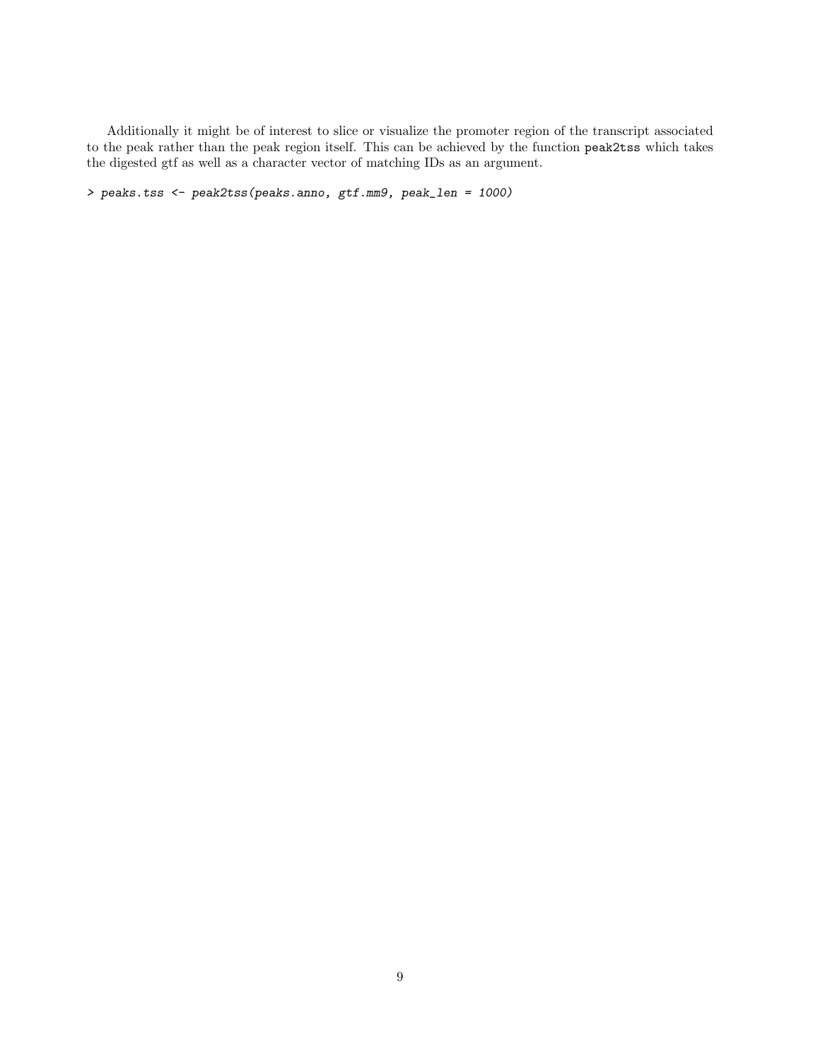Additionally it might be of interest to slice or visualize the promoter region of the transcript associated to the peak rather than the peak region itself. This can be achieved by the function `peak2tss` which takes the digested gtf as well as a character vector of matching IDs as an argument.

```
> peaks.tss <- peak2tss(peaks.anno, gtf.mm9, peak_len = 1000)
```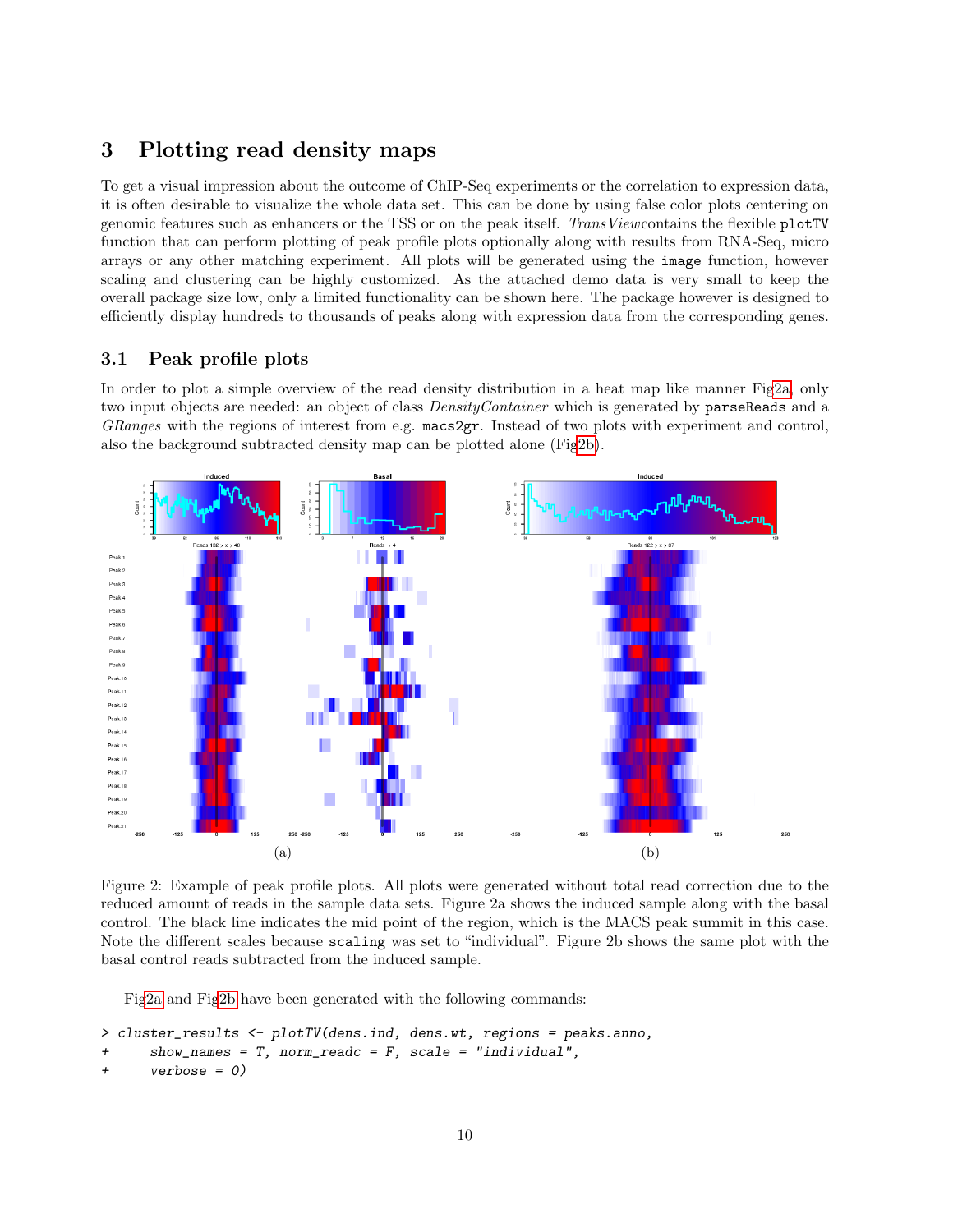# 3 Plotting read density maps

To get a visual impression about the outcome of ChIP-Seq experiments or the correlation to expression data, it is often desirable to visualize the whole data set. This can be done by using false color plots centering on genomic features such as enhancers or the TSS or on the peak itself. *TransView*contains the flexible `plotTV` function that can perform plotting of peak profile plots optionally along with results from RNA-Seq, micro arrays or any other matching experiment. All plots will be generated using the `image` function, however scaling and clustering can be highly customized. As the attached demo data is very small to keep the overall package size low, only a limited functionality can be shown here. The package however is designed to efficiently display hundreds to thousands of peaks along with expression data from the corresponding genes.

## 3.1 Peak profile plots

In order to plot a simple overview of the read density distribution in a heat map like manner Fig2a, only two input objects are needed: an object of class *DensityContainer* which is generated by `parseReads` and a *GRanges* with the regions of interest from e.g. `macs2gr`. Instead of two plots with experiment and control, also the background subtracted density map can be plotted alone (Fig2b).

(a)

(b)

Figure 2: Example of peak profile plots. All plots were generated without total read correction due to the reduced amount of reads in the sample data sets. Figure 2a shows the induced sample along with the basal control. The black line indicates the mid point of the region, which is the MACS peak summit in this case. Note the different scales because `scaling` was set to "individual". Figure 2b shows the same plot with the basal control reads subtracted from the induced sample.

Fig2a and Fig2b have been generated with the following commands:

```
> cluster_results <- plotTV(dens.ind, dens.wt, regions = peaks.anno,
+     show_names = T, norm_readc = F, scale = "individual",
+     verbose = 0)
```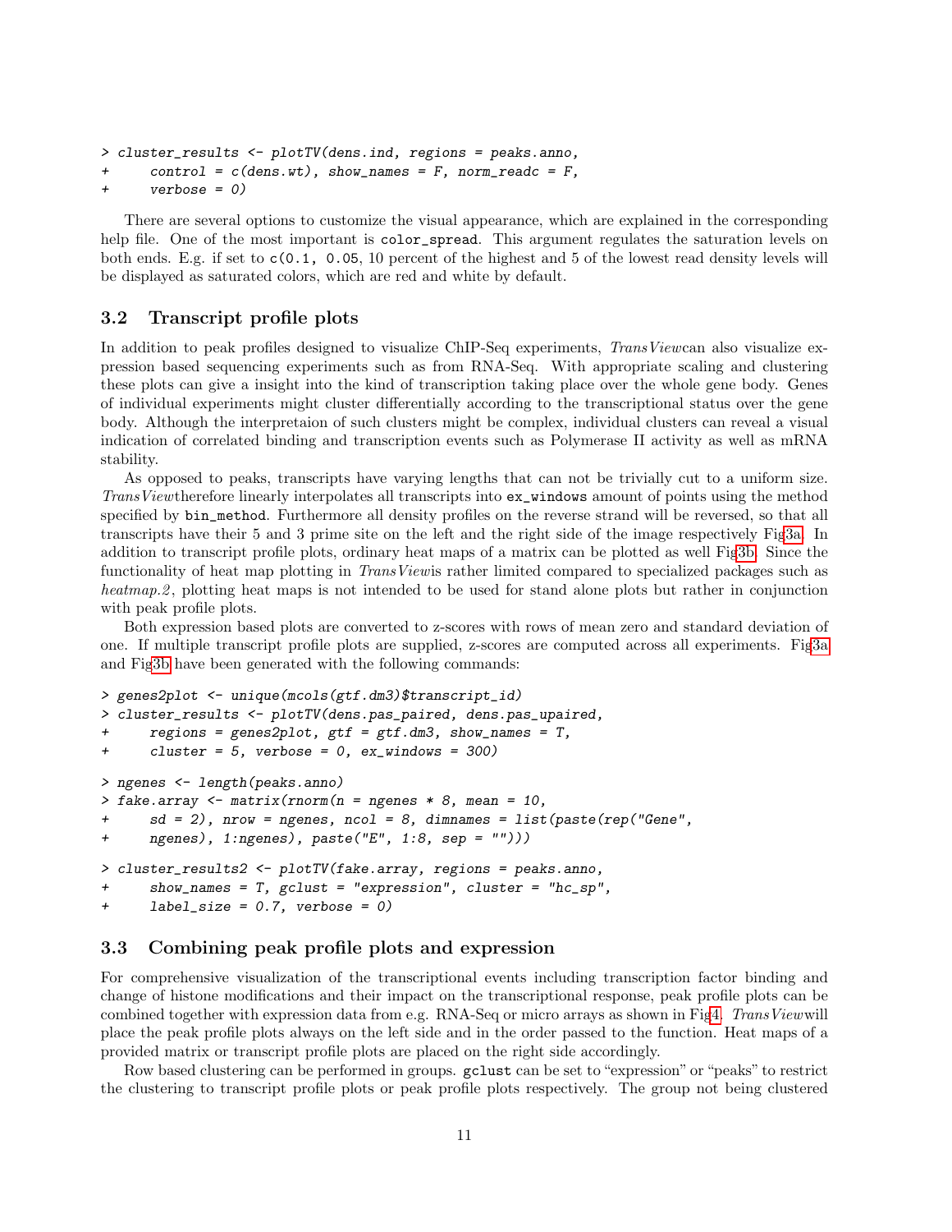```
> cluster_results <- plotTV(dens.ind, regions = peaks.anno,
+     control = c(dens.wt), show_names = F, norm_readc = F,
+     verbose = 0)
```

There are several options to customize the visual appearance, which are explained in the corresponding help file. One of the most important is `color_spread`. This argument regulates the saturation levels on both ends. E.g. if set to `c(0.1, 0.05`, 10 percent of the highest and 5 of the lowest read density levels will be displayed as saturated colors, which are red and white by default.

## 3.2 Transcript profile plots

In addition to peak profiles designed to visualize ChIP-Seq experiments, *TransView*can also visualize expression based sequencing experiments such as from RNA-Seq. With appropriate scaling and clustering these plots can give a insight into the kind of transcription taking place over the whole gene body. Genes of individual experiments might cluster differentially according to the transcriptional status over the gene body. Although the interpretaion of such clusters might be complex, individual clusters can reveal a visual indication of correlated binding and transcription events such as Polymerase II activity as well as mRNA stability.

As opposed to peaks, transcripts have varying lengths that can not be trivially cut to a uniform size. *TransView*therefore linearly interpolates all transcripts into `ex_windows` amount of points using the method specified by `bin_method`. Furthermore all density profiles on the reverse strand will be reversed, so that all transcripts have their 5 and 3 prime site on the left and the right side of the image respectively Fig3a. In addition to transcript profile plots, ordinary heat maps of a matrix can be plotted as well Fig3b. Since the functionality of heat map plotting in *TransView*is rather limited compared to specialized packages such as *heatmap.2*, plotting heat maps is not intended to be used for stand alone plots but rather in conjunction with peak profile plots.

Both expression based plots are converted to z-scores with rows of mean zero and standard deviation of one. If multiple transcript profile plots are supplied, z-scores are computed across all experiments. Fig3a and Fig3b have been generated with the following commands:

```
> genes2plot <- unique(mcols(gtf.dm3)$transcript_id)
> cluster_results <- plotTV(dens.pas_paired, dens.pas_upaired,
+     regions = genes2plot, gtf = gtf.dm3, show_names = T,
+     cluster = 5, verbose = 0, ex_windows = 300)
```

```
> ngenes <- length(peaks.anno)
> fake.array <- matrix(rnorm(n = ngenes * 8, mean = 10,
+     sd = 2), nrow = ngenes, ncol = 8, dimnames = list(paste(rep("Gene",
+     ngenes), 1:ngenes), paste("E", 1:8, sep = "")))
```

```
> cluster_results2 <- plotTV(fake.array, regions = peaks.anno,
+     show_names = T, gclust = "expression", cluster = "hc_sp",
+     label_size = 0.7, verbose = 0)
```

## 3.3 Combining peak profile plots and expression

For comprehensive visualization of the transcriptional events including transcription factor binding and change of histone modifications and their impact on the transcriptional response, peak profile plots can be combined together with expression data from e.g. RNA-Seq or micro arrays as shown in Fig4. *TransView*will place the peak profile plots always on the left side and in the order passed to the function. Heat maps of a provided matrix or transcript profile plots are placed on the right side accordingly.

Row based clustering can be performed in groups. `gclust` can be set to "expression" or "peaks" to restrict the clustering to transcript profile plots or peak profile plots respectively. The group not being clustered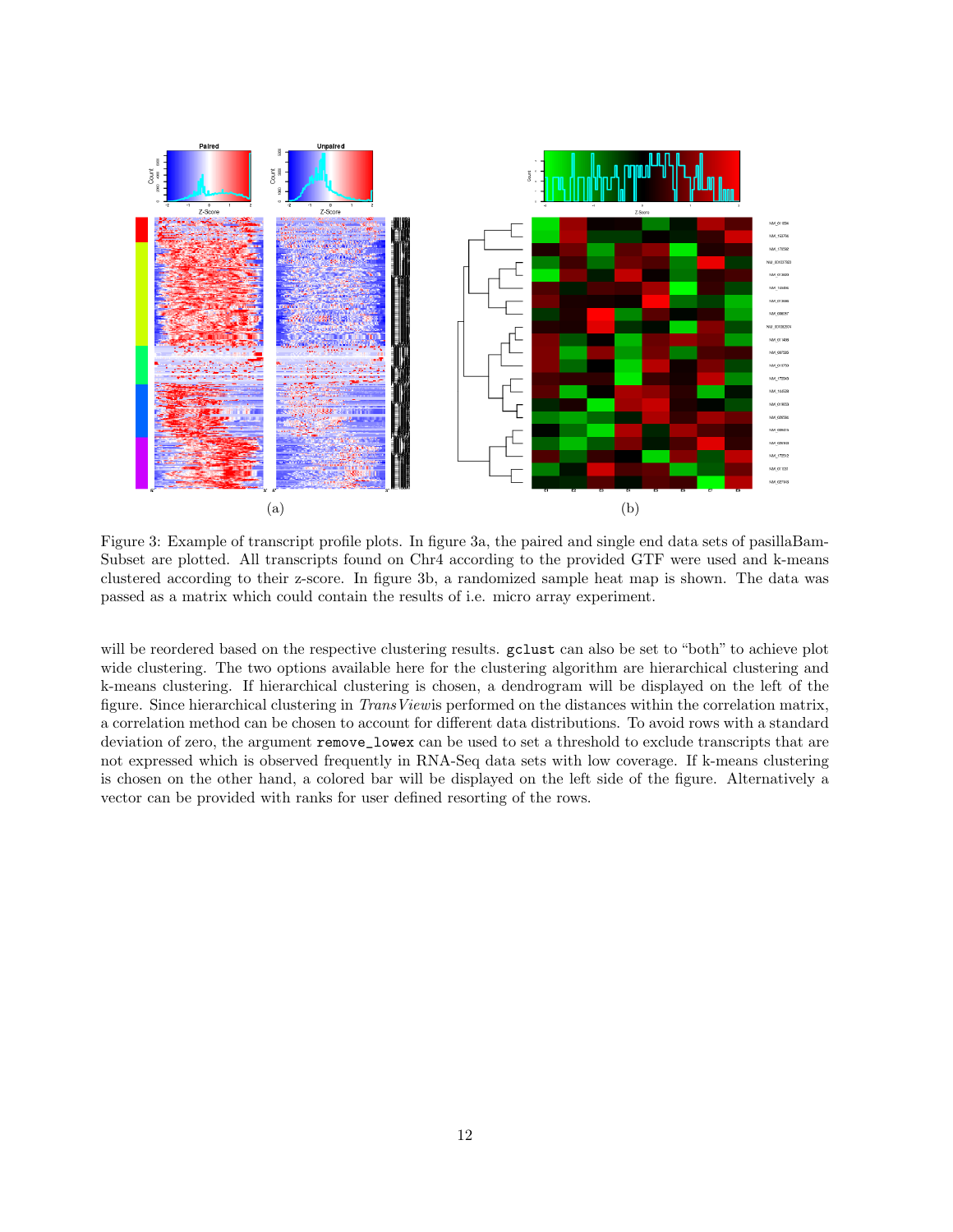(a) (b)

Figure 3: Example of transcript profile plots. In figure 3a, the paired and single end data sets of pasillaBamSubset are plotted. All transcripts found on Chr4 according to the provided GTF were used and k-means clustered according to their z-score. In figure 3b, a randomized sample heat map is shown. The data was passed as a matrix which could contain the results of i.e. micro array experiment.

will be reordered based on the respective clustering results. `gclust` can also be set to "both" to achieve plot wide clustering. The two options available here for the clustering algorithm are hierarchical clustering and k-means clustering. If hierarchical clustering is chosen, a dendrogram will be displayed on the left of the figure. Since hierarchical clustering in *TransView*is performed on the distances within the correlation matrix, a correlation method can be chosen to account for different data distributions. To avoid rows with a standard deviation of zero, the argument `remove_lowex` can be used to set a threshold to exclude transcripts that are not expressed which is observed frequently in RNA-Seq data sets with low coverage. If k-means clustering is chosen on the other hand, a colored bar will be displayed on the left side of the figure. Alternatively a vector can be provided with ranks for user defined resorting of the rows.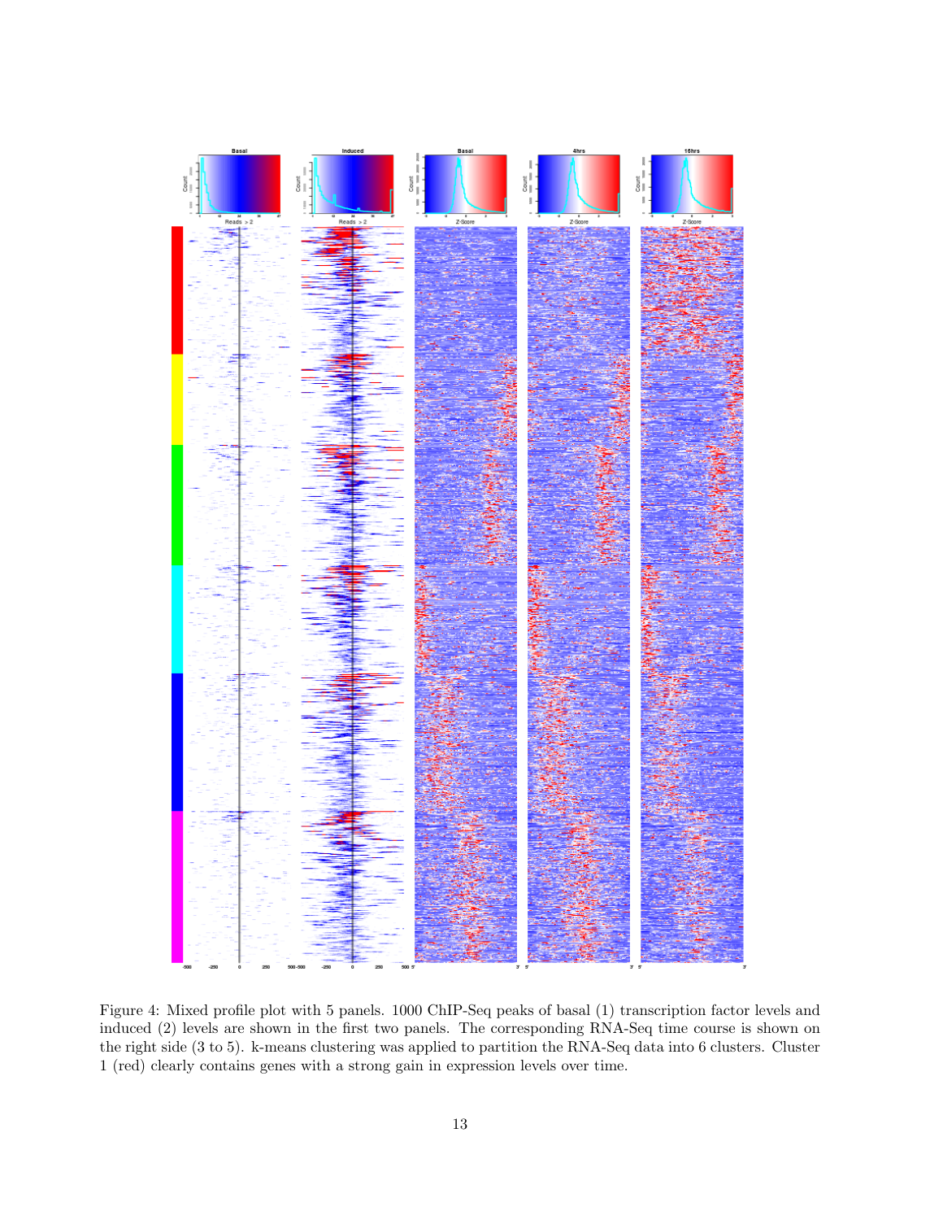Figure 4: Mixed profile plot with 5 panels. 1000 ChIP-Seq peaks of basal (1) transcription factor levels and induced (2) levels are shown in the first two panels. The corresponding RNA-Seq time course is shown on the right side (3 to 5). k-means clustering was applied to partition the RNA-Seq data into 6 clusters. Cluster 1 (red) clearly contains genes with a strong gain in expression levels over time.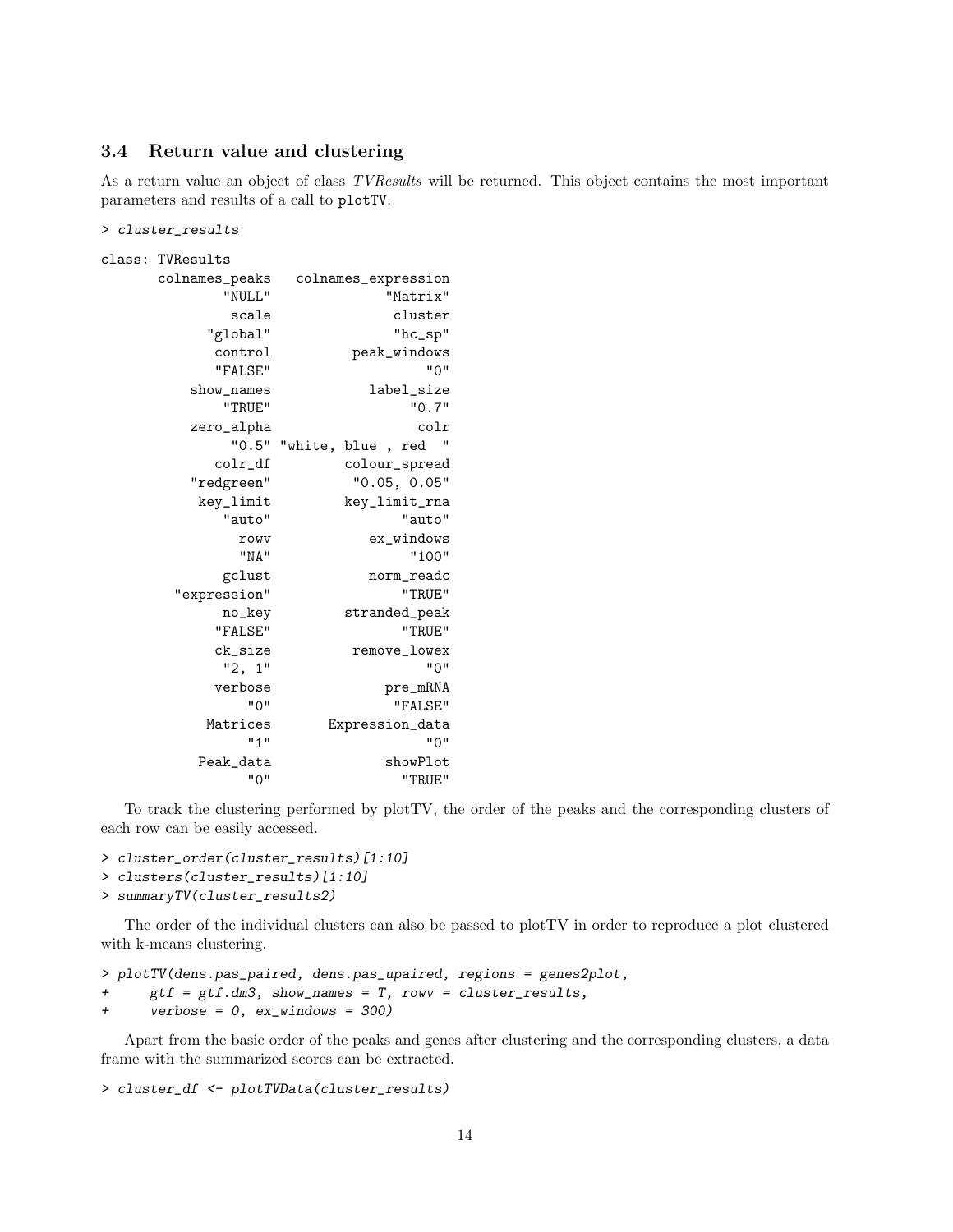### 3.4 Return value and clustering

As a return value an object of class *TVResults* will be returned. This object contains the most important parameters and results of a call to `plotTV`.

```
> cluster_results

class: TVResults
       colnames_peaks   colnames_expression
               "NULL"              "Matrix"
                scale               cluster
             "global"               "hc_sp"
              control          peak_windows
              "FALSE"                   "0"
           show_names            label_size
               "TRUE"                 "0.7"
           zero_alpha                  colr
                "0.5" "white, blue , red  "
              colr_df         colour_spread
            "redgreen"          "0.05, 0.05"
            key_limit         key_limit_rna
               "auto"                "auto"
                 rowv            ex_windows
                 "NA"                 "100"
               gclust            norm_readc
         "expression"                "TRUE"
               no_key         stranded_peak
              "FALSE"                "TRUE"
              ck_size          remove_lowex
               "2, 1"                   "0"
              verbose               pre_mRNA
                  "0"               "FALSE"
             Matrices       Expression_data
                  "1"                   "0"
            Peak_data              showPlot
                  "0"                "TRUE"
```

To track the clustering performed by plotTV, the order of the peaks and the corresponding clusters of each row can be easily accessed.

```
> cluster_order(cluster_results)[1:10]
> clusters(cluster_results)[1:10]
> summaryTV(cluster_results2)
```

The order of the individual clusters can also be passed to plotTV in order to reproduce a plot clustered with k-means clustering.

```
> plotTV(dens.pas_paired, dens.pas_upaired, regions = genes2plot,
+     gtf = gtf.dm3, show_names = T, rowv = cluster_results,
+     verbose = 0, ex_windows = 300)
```

Apart from the basic order of the peaks and genes after clustering and the corresponding clusters, a data frame with the summarized scores can be extracted.

```
> cluster_df <- plotTVData(cluster_results)
```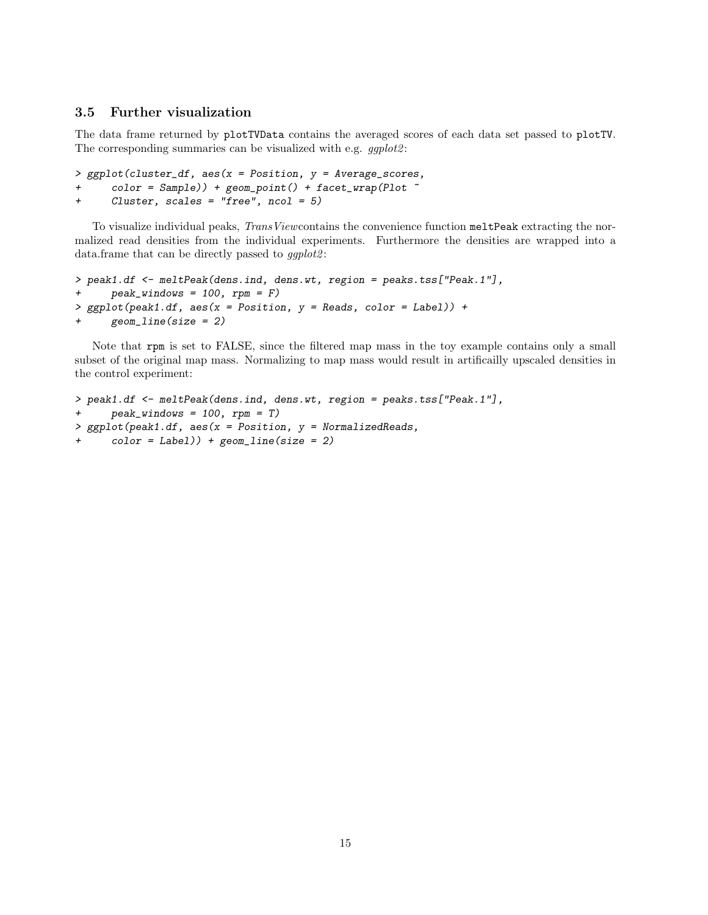### 3.5 Further visualization

The data frame returned by plotTVData contains the averaged scores of each data set passed to plotTV. The corresponding summaries can be visualized with e.g. *ggplot2*:

```
> ggplot(cluster_df, aes(x = Position, y = Average_scores,
+     color = Sample)) + geom_point() + facet_wrap(Plot ~
+     Cluster, scales = "free", ncol = 5)
```

To visualize individual peaks, *TransView*contains the convenience function meltPeak extracting the normalized read densities from the individual experiments. Furthermore the densities are wrapped into a data.frame that can be directly passed to *ggplot2*:

```
> peak1.df <- meltPeak(dens.ind, dens.wt, region = peaks.tss["Peak.1"],
+     peak_windows = 100, rpm = F)
> ggplot(peak1.df, aes(x = Position, y = Reads, color = Label)) +
+     geom_line(size = 2)
```

Note that rpm is set to FALSE, since the filtered map mass in the toy example contains only a small subset of the original map mass. Normalizing to map mass would result in artificailly upscaled densities in the control experiment:

```
> peak1.df <- meltPeak(dens.ind, dens.wt, region = peaks.tss["Peak.1"],
+     peak_windows = 100, rpm = T)
> ggplot(peak1.df, aes(x = Position, y = NormalizedReads,
+     color = Label)) + geom_line(size = 2)
```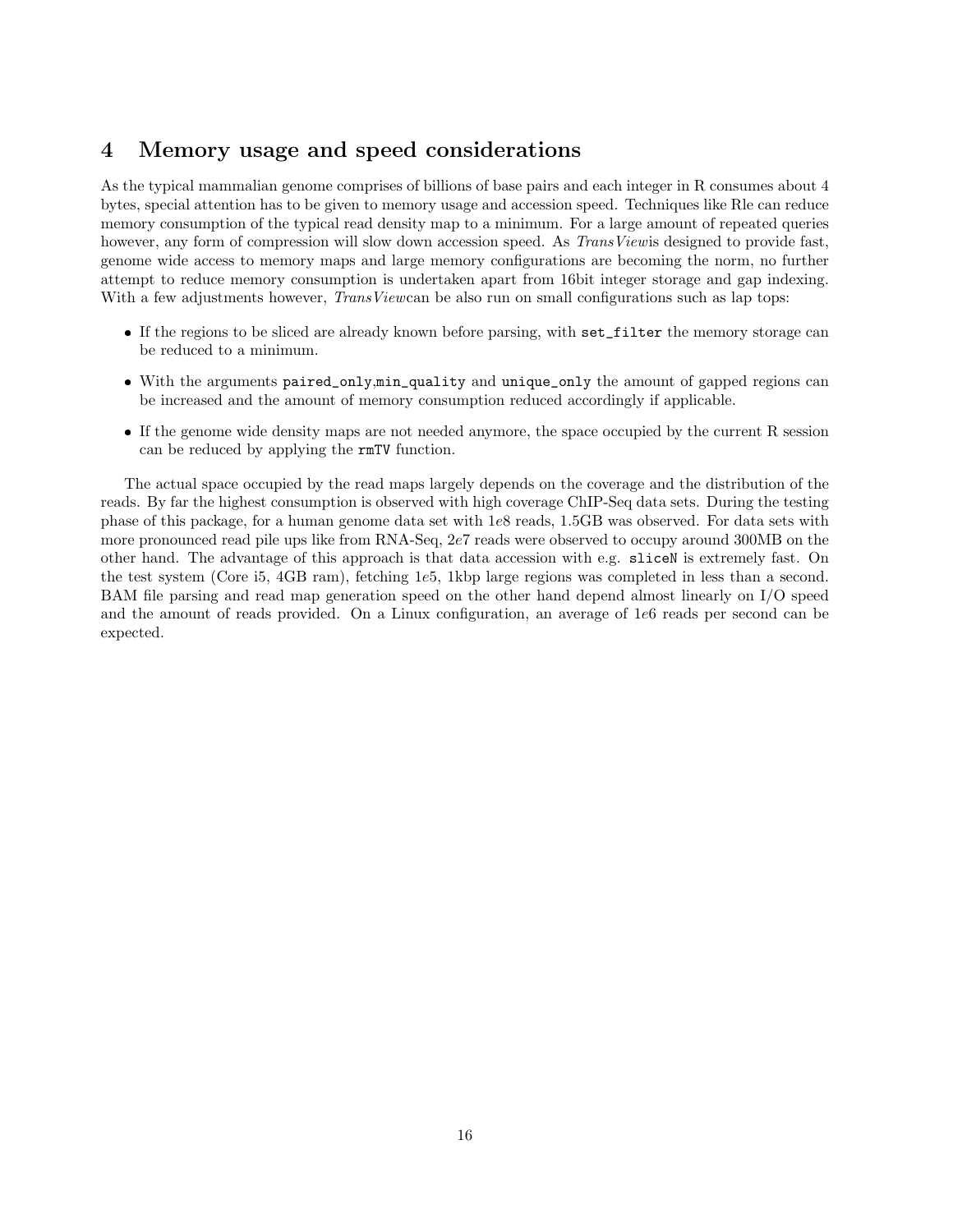## 4 Memory usage and speed considerations

As the typical mammalian genome comprises of billions of base pairs and each integer in R consumes about 4 bytes, special attention has to be given to memory usage and accession speed. Techniques like Rle can reduce memory consumption of the typical read density map to a minimum. For a large amount of repeated queries however, any form of compression will slow down accession speed. As *TransView*is designed to provide fast, genome wide access to memory maps and large memory configurations are becoming the norm, no further attempt to reduce memory consumption is undertaken apart from 16bit integer storage and gap indexing. With a few adjustments however, *TransView*can be also run on small configurations such as lap tops:

- If the regions to be sliced are already known before parsing, with `set_filter` the memory storage can be reduced to a minimum.
- With the arguments `paired_only`,`min_quality` and `unique_only` the amount of gapped regions can be increased and the amount of memory consumption reduced accordingly if applicable.
- If the genome wide density maps are not needed anymore, the space occupied by the current R session can be reduced by applying the `rmTV` function.

The actual space occupied by the read maps largely depends on the coverage and the distribution of the reads. By far the highest consumption is observed with high coverage ChIP-Seq data sets. During the testing phase of this package, for a human genome data set with $1e8$ reads, 1.5GB was observed. For data sets with more pronounced read pile ups like from RNA-Seq, $2e7$ reads were observed to occupy around 300MB on the other hand. The advantage of this approach is that data accession with e.g. `sliceN` is extremely fast. On the test system (Core i5, 4GB ram), fetching $1e5$, 1kbp large regions was completed in less than a second. BAM file parsing and read map generation speed on the other hand depend almost linearly on I/O speed and the amount of reads provided. On a Linux configuration, an average of $1e6$ reads per second can be expected.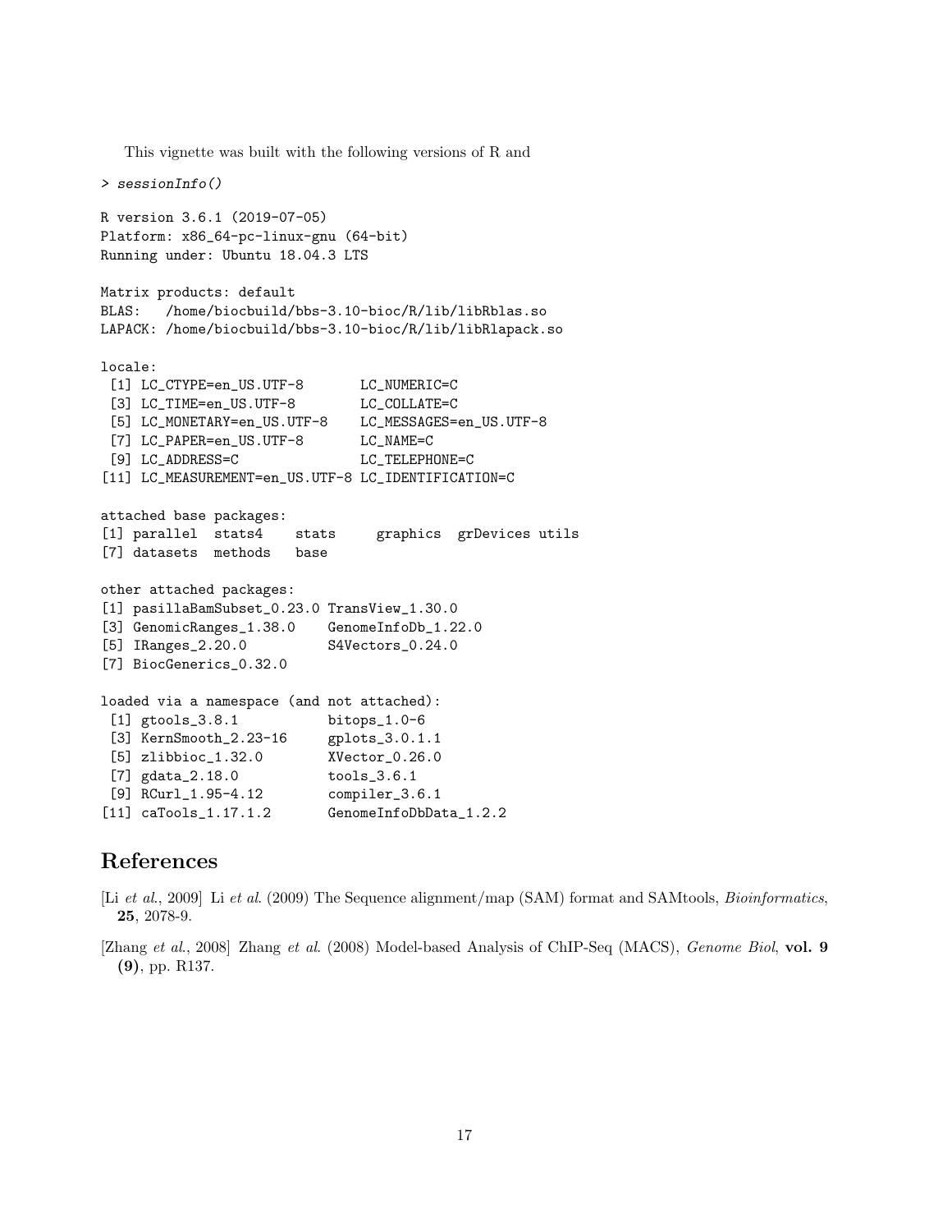This vignette was built with the following versions of R and

```
> sessionInfo()

R version 3.6.1 (2019-07-05)
Platform: x86_64-pc-linux-gnu (64-bit)
Running under: Ubuntu 18.04.3 LTS

Matrix products: default
BLAS:   /home/biocbuild/bbs-3.10-bioc/R/lib/libRblas.so
LAPACK: /home/biocbuild/bbs-3.10-bioc/R/lib/libRlapack.so

locale:
 [1] LC_CTYPE=en_US.UTF-8       LC_NUMERIC=C
 [3] LC_TIME=en_US.UTF-8        LC_COLLATE=C
 [5] LC_MONETARY=en_US.UTF-8    LC_MESSAGES=en_US.UTF-8
 [7] LC_PAPER=en_US.UTF-8       LC_NAME=C
 [9] LC_ADDRESS=C               LC_TELEPHONE=C
[11] LC_MEASUREMENT=en_US.UTF-8 LC_IDENTIFICATION=C

attached base packages:
[1] parallel  stats4    stats     graphics  grDevices utils
[7] datasets  methods   base

other attached packages:
[1] pasillaBamSubset_0.23.0 TransView_1.30.0
[3] GenomicRanges_1.38.0    GenomeInfoDb_1.22.0
[5] IRanges_2.20.0          S4Vectors_0.24.0
[7] BiocGenerics_0.32.0

loaded via a namespace (and not attached):
 [1] gtools_3.8.1           bitops_1.0-6
 [3] KernSmooth_2.23-16     gplots_3.0.1.1
 [5] zlibbioc_1.32.0        XVector_0.26.0
 [7] gdata_2.18.0           tools_3.6.1
 [9] RCurl_1.95-4.12        compiler_3.6.1
[11] caTools_1.17.1.2       GenomeInfoDbData_1.2.2
```

## References

[Li *et al.*, 2009] Li *et al.* (2009) The Sequence alignment/map (SAM) format and SAMtools, *Bioinformatics*, **25**, 2078-9.

[Zhang *et al.*, 2008] Zhang *et al.* (2008) Model-based Analysis of ChIP-Seq (MACS), *Genome Biol*, **vol. 9 (9)**, pp. R137.